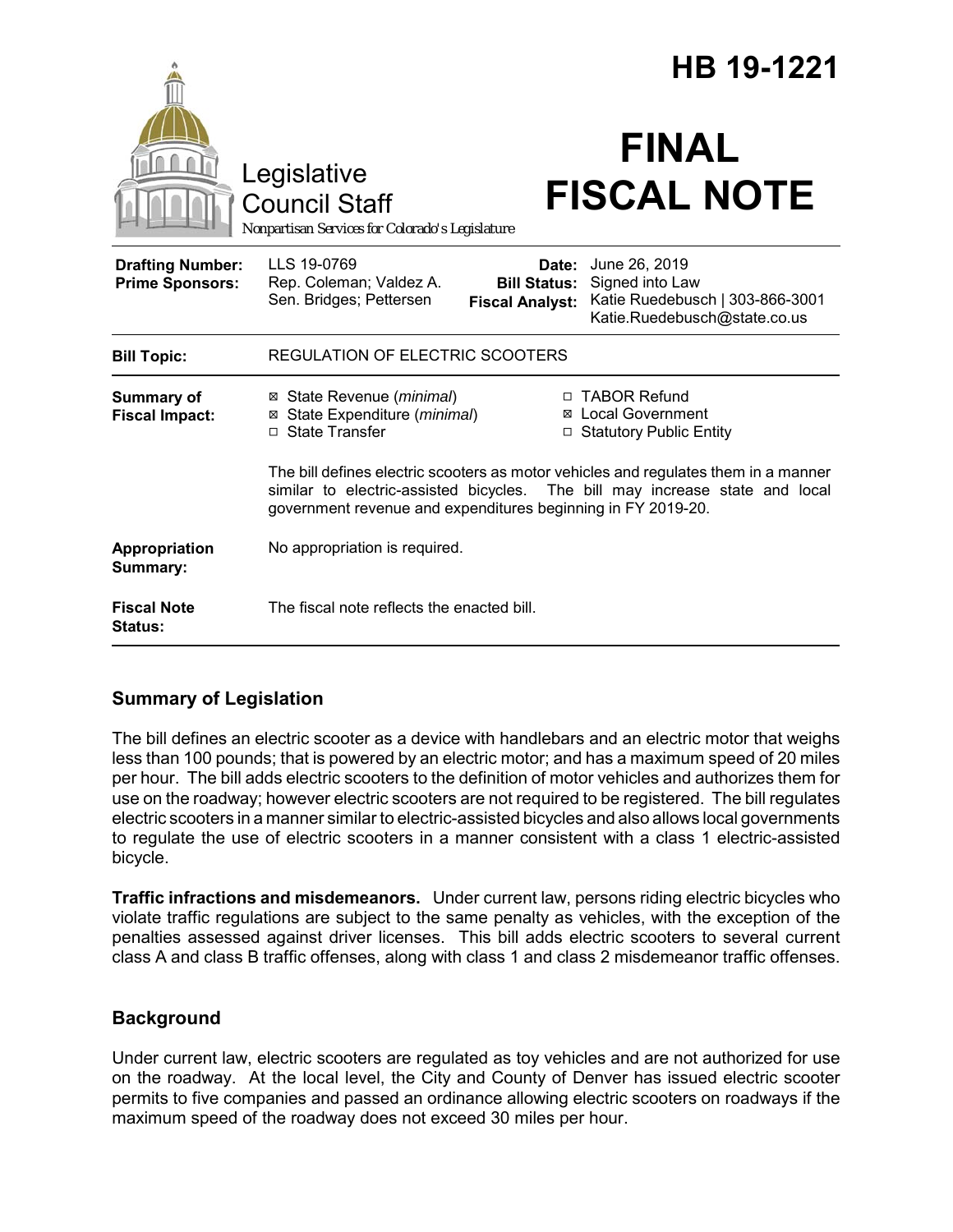# HB 19-1221

Legislative Council Staff

Nonpartisan Services for Colorado's Legislature

# FINAL FISCAL NOTE

| | | | |
|---|---|---|---|
| **Drafting Number:** | LLS 19-0769 | **Date:** | June 26, 2019 |
| **Prime Sponsors:** | Rep. Coleman; Valdez A. Sen. Bridges; Pettersen | **Bill Status:** | Signed into Law |
| | | **Fiscal Analyst:** | Katie Ruedebusch \| 303-866-3001 Katie.Ruedebusch@state.co.us |

| | |
|---|---|
| **Bill Topic:** | REGULATION OF ELECTRIC SCOOTERS |
| **Summary of Fiscal Impact:** | ☒ State Revenue (*minimal*) ☒ State Expenditure (*minimal*) ☐ State Transfer ☐ TABOR Refund ☒ Local Government ☐ Statutory Public Entity<br><br>The bill defines electric scooters as motor vehicles and regulates them in a manner similar to electric-assisted bicycles. The bill may increase state and local government revenue and expenditures beginning in FY 2019-20. |
| **Appropriation Summary:** | No appropriation is required. |
| **Fiscal Note Status:** | The fiscal note reflects the enacted bill. |

## Summary of Legislation

The bill defines an electric scooter as a device with handlebars and an electric motor that weighs less than 100 pounds; that is powered by an electric motor; and has a maximum speed of 20 miles per hour. The bill adds electric scooters to the definition of motor vehicles and authorizes them for use on the roadway; however electric scooters are not required to be registered. The bill regulates electric scooters in a manner similar to electric-assisted bicycles and also allows local governments to regulate the use of electric scooters in a manner consistent with a class 1 electric-assisted bicycle.

**Traffic infractions and misdemeanors.** Under current law, persons riding electric bicycles who violate traffic regulations are subject to the same penalty as vehicles, with the exception of the penalties assessed against driver licenses. This bill adds electric scooters to several current class A and class B traffic offenses, along with class 1 and class 2 misdemeanor traffic offenses.

## Background

Under current law, electric scooters are regulated as toy vehicles and are not authorized for use on the roadway. At the local level, the City and County of Denver has issued electric scooter permits to five companies and passed an ordinance allowing electric scooters on roadways if the maximum speed of the roadway does not exceed 30 miles per hour.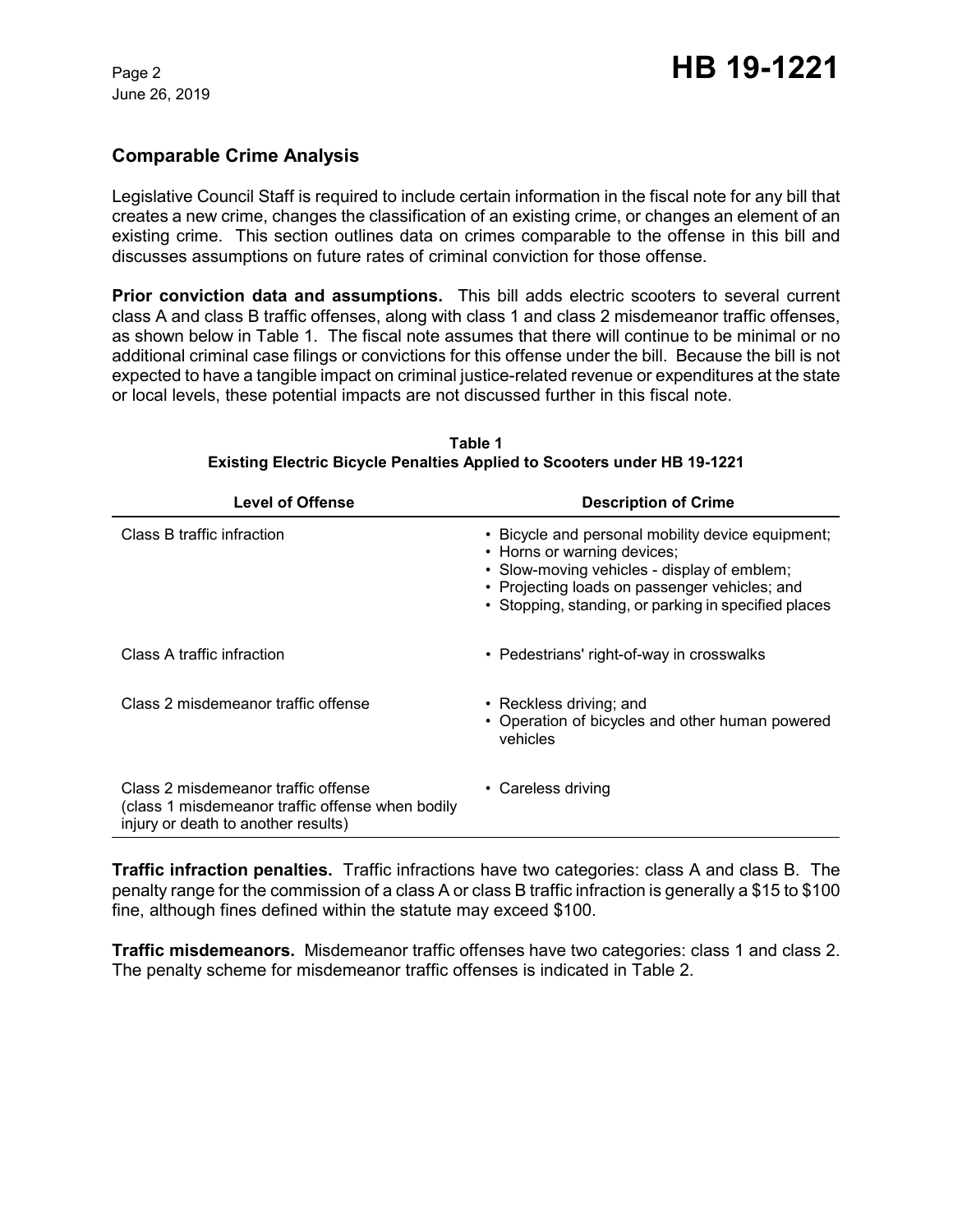## Comparable Crime Analysis

Legislative Council Staff is required to include certain information in the fiscal note for any bill that creates a new crime, changes the classification of an existing crime, or changes an element of an existing crime. This section outlines data on crimes comparable to the offense in this bill and discusses assumptions on future rates of criminal conviction for those offense.

**Prior conviction data and assumptions.** This bill adds electric scooters to several current class A and class B traffic offenses, along with class 1 and class 2 misdemeanor traffic offenses, as shown below in Table 1. The fiscal note assumes that there will continue to be minimal or no additional criminal case filings or convictions for this offense under the bill. Because the bill is not expected to have a tangible impact on criminal justice-related revenue or expenditures at the state or local levels, these potential impacts are not discussed further in this fiscal note.

**Table 1**
**Existing Electric Bicycle Penalties Applied to Scooters under HB 19-1221**

| Level of Offense | Description of Crime |
|---|---|
| Class B traffic infraction | • Bicycle and personal mobility device equipment;<br>• Horns or warning devices;<br>• Slow-moving vehicles - display of emblem;<br>• Projecting loads on passenger vehicles; and<br>• Stopping, standing, or parking in specified places |
| Class A traffic infraction | • Pedestrians' right-of-way in crosswalks |
| Class 2 misdemeanor traffic offense | • Reckless driving; and<br>• Operation of bicycles and other human powered vehicles |
| Class 2 misdemeanor traffic offense (class 1 misdemeanor traffic offense when bodily injury or death to another results) | • Careless driving |

**Traffic infraction penalties.** Traffic infractions have two categories: class A and class B. The penalty range for the commission of a class A or class B traffic infraction is generally a $15 to $100 fine, although fines defined within the statute may exceed $100.

**Traffic misdemeanors.** Misdemeanor traffic offenses have two categories: class 1 and class 2. The penalty scheme for misdemeanor traffic offenses is indicated in Table 2.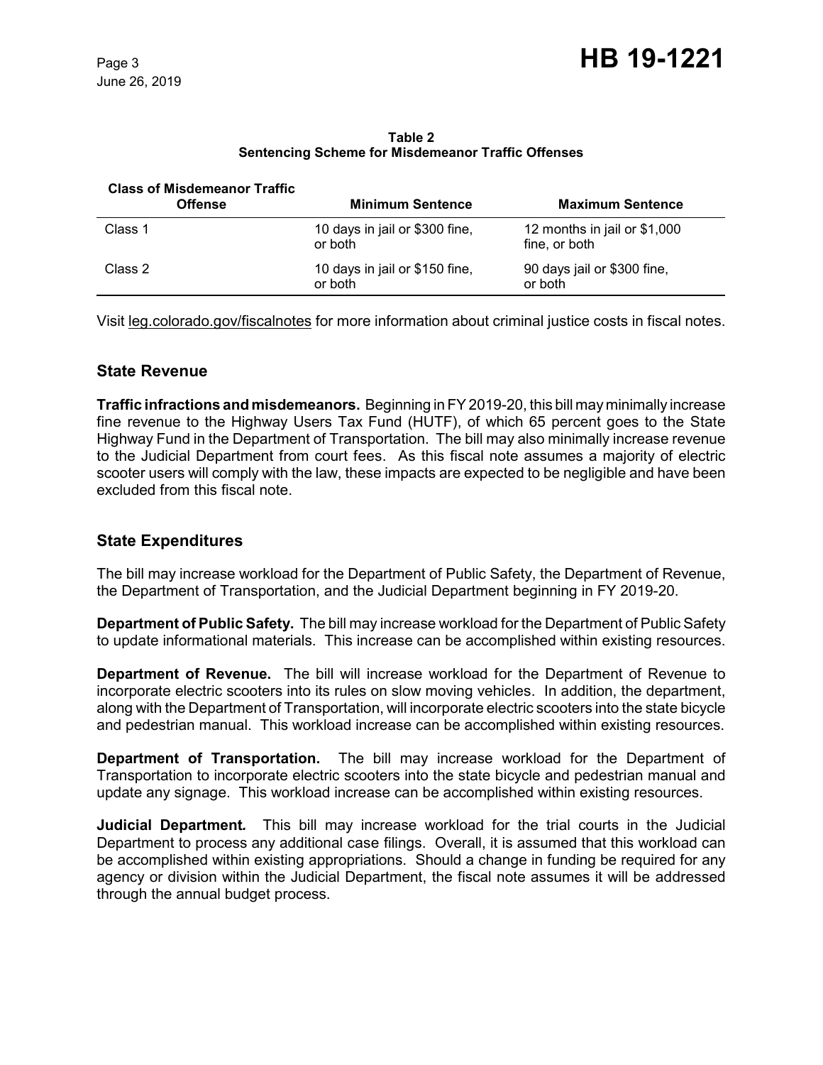**Table 2**
**Sentencing Scheme for Misdemeanor Traffic Offenses**

| Class of Misdemeanor Traffic Offense | Minimum Sentence | Maximum Sentence |
|---|---|---|
| Class 1 | 10 days in jail or $300 fine, or both | 12 months in jail or $1,000 fine, or both |
| Class 2 | 10 days in jail or $150 fine, or both | 90 days jail or $300 fine, or both |

Visit leg.colorado.gov/fiscalnotes for more information about criminal justice costs in fiscal notes.

## State Revenue

**Traffic infractions and misdemeanors.** Beginning in FY 2019-20, this bill may minimally increase fine revenue to the Highway Users Tax Fund (HUTF), of which 65 percent goes to the State Highway Fund in the Department of Transportation. The bill may also minimally increase revenue to the Judicial Department from court fees. As this fiscal note assumes a majority of electric scooter users will comply with the law, these impacts are expected to be negligible and have been excluded from this fiscal note.

## State Expenditures

The bill may increase workload for the Department of Public Safety, the Department of Revenue, the Department of Transportation, and the Judicial Department beginning in FY 2019-20.

**Department of Public Safety.** The bill may increase workload for the Department of Public Safety to update informational materials. This increase can be accomplished within existing resources.

**Department of Revenue.** The bill will increase workload for the Department of Revenue to incorporate electric scooters into its rules on slow moving vehicles. In addition, the department, along with the Department of Transportation, will incorporate electric scooters into the state bicycle and pedestrian manual. This workload increase can be accomplished within existing resources.

**Department of Transportation.** The bill may increase workload for the Department of Transportation to incorporate electric scooters into the state bicycle and pedestrian manual and update any signage. This workload increase can be accomplished within existing resources.

**Judicial Department.** This bill may increase workload for the trial courts in the Judicial Department to process any additional case filings. Overall, it is assumed that this workload can be accomplished within existing appropriations. Should a change in funding be required for any agency or division within the Judicial Department, the fiscal note assumes it will be addressed through the annual budget process.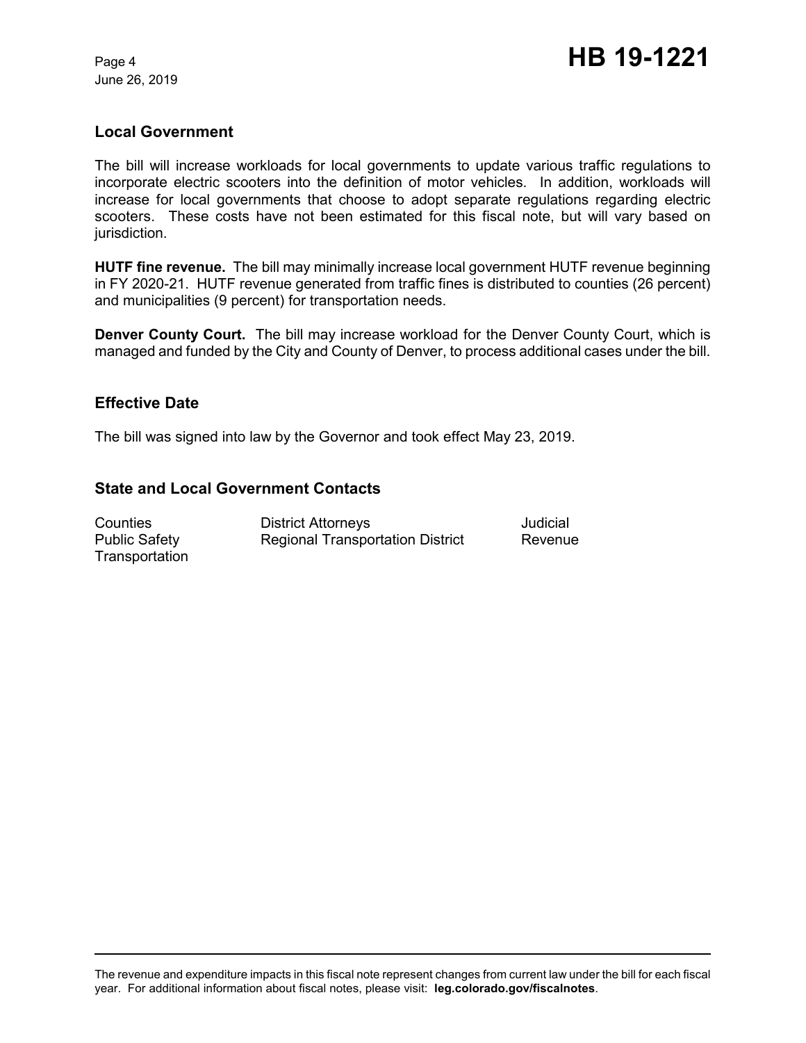## Local Government

The bill will increase workloads for local governments to update various traffic regulations to incorporate electric scooters into the definition of motor vehicles. In addition, workloads will increase for local governments that choose to adopt separate regulations regarding electric scooters. These costs have not been estimated for this fiscal note, but will vary based on jurisdiction.

**HUTF fine revenue.** The bill may minimally increase local government HUTF revenue beginning in FY 2020-21. HUTF revenue generated from traffic fines is distributed to counties (26 percent) and municipalities (9 percent) for transportation needs.

**Denver County Court.** The bill may increase workload for the Denver County Court, which is managed and funded by the City and County of Denver, to process additional cases under the bill.

## Effective Date

The bill was signed into law by the Governor and took effect May 23, 2019.

## State and Local Government Contacts

| | | |
|---|---|---|
| Counties | District Attorneys | Judicial |
| Public Safety | Regional Transportation District | Revenue |
| Transportation | | |

The revenue and expenditure impacts in this fiscal note represent changes from current law under the bill for each fiscal year. For additional information about fiscal notes, please visit: **leg.colorado.gov/fiscalnotes**.